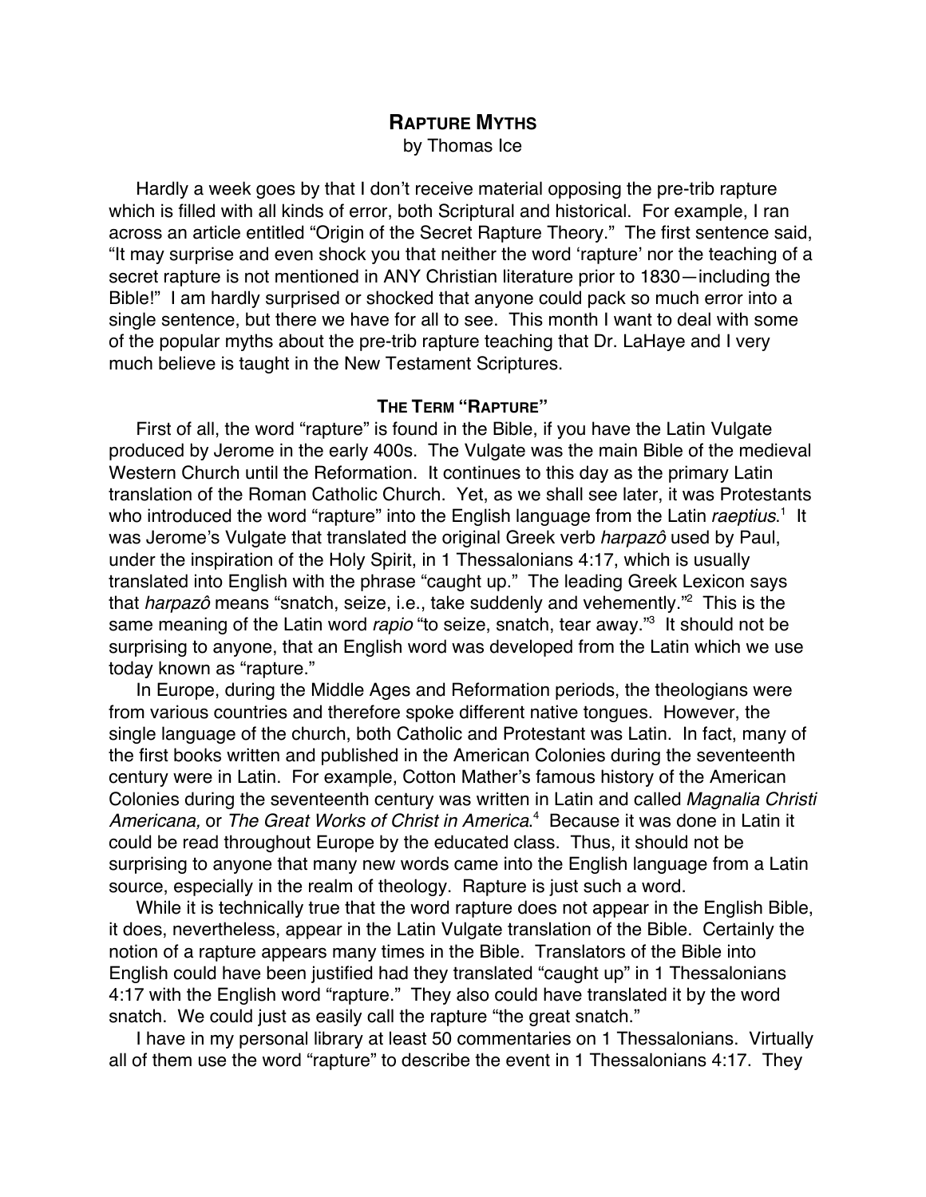# RAPTURE MYTHS

by Thomas Ice

Hardly a week goes by that I don't receive material opposing the pre-trib rapture which is filled with all kinds of error, both Scriptural and historical. For example, I ran across an article entitled "Origin of the Secret Rapture Theory." The first sentence said, "It may surprise and even shock you that neither the word 'rapture' nor the teaching of a secret rapture is not mentioned in ANY Christian literature prior to 1830—including the Bible!" I am hardly surprised or shocked that anyone could pack so much error into a single sentence, but there we have for all to see. This month I want to deal with some of the popular myths about the pre-trib rapture teaching that Dr. LaHaye and I very much believe is taught in the New Testament Scriptures.

## THE TERM "RAPTURE"

First of all, the word "rapture" is found in the Bible, if you have the Latin Vulgate produced by Jerome in the early 400s. The Vulgate was the main Bible of the medieval Western Church until the Reformation. It continues to this day as the primary Latin translation of the Roman Catholic Church. Yet, as we shall see later, it was Protestants who introduced the word "rapture" into the English language from the Latin *raeptius*.[1] It was Jerome's Vulgate that translated the original Greek verb *harpazô* used by Paul, under the inspiration of the Holy Spirit, in 1 Thessalonians 4:17, which is usually translated into English with the phrase "caught up." The leading Greek Lexicon says that *harpazô* means "snatch, seize, i.e., take suddenly and vehemently."[2] This is the same meaning of the Latin word *rapio* "to seize, snatch, tear away."[3] It should not be surprising to anyone, that an English word was developed from the Latin which we use today known as "rapture."

In Europe, during the Middle Ages and Reformation periods, the theologians were from various countries and therefore spoke different native tongues. However, the single language of the church, both Catholic and Protestant was Latin. In fact, many of the first books written and published in the American Colonies during the seventeenth century were in Latin. For example, Cotton Mather's famous history of the American Colonies during the seventeenth century was written in Latin and called *Magnalia Christi Americana,* or *The Great Works of Christ in America*.[4] Because it was done in Latin it could be read throughout Europe by the educated class. Thus, it should not be surprising to anyone that many new words came into the English language from a Latin source, especially in the realm of theology. Rapture is just such a word.

While it is technically true that the word rapture does not appear in the English Bible, it does, nevertheless, appear in the Latin Vulgate translation of the Bible. Certainly the notion of a rapture appears many times in the Bible. Translators of the Bible into English could have been justified had they translated "caught up" in 1 Thessalonians 4:17 with the English word "rapture." They also could have translated it by the word snatch. We could just as easily call the rapture "the great snatch."

I have in my personal library at least 50 commentaries on 1 Thessalonians. Virtually all of them use the word "rapture" to describe the event in 1 Thessalonians 4:17. They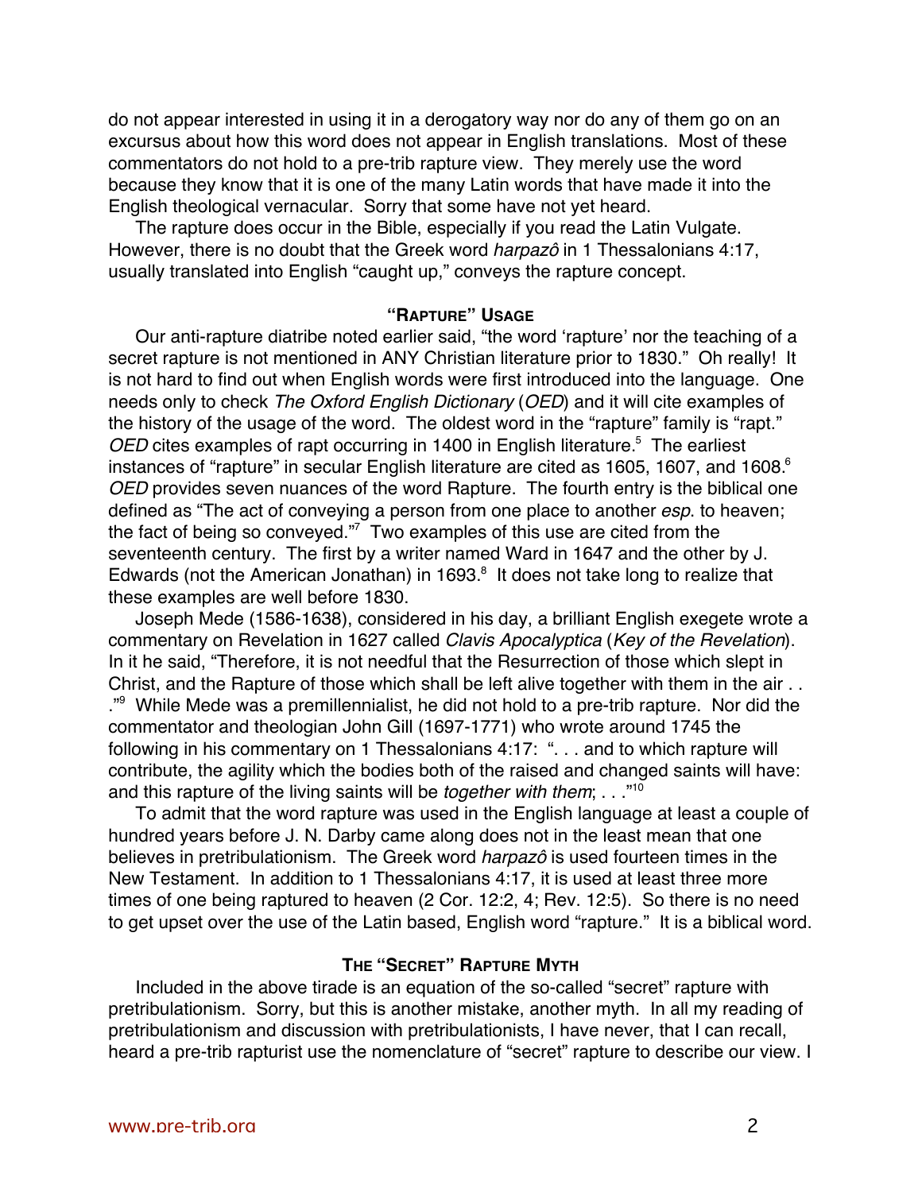do not appear interested in using it in a derogatory way nor do any of them go on an excursus about how this word does not appear in English translations. Most of these commentators do not hold to a pre-trib rapture view. They merely use the word because they know that it is one of the many Latin words that have made it into the English theological vernacular. Sorry that some have not yet heard.

The rapture does occur in the Bible, especially if you read the Latin Vulgate. However, there is no doubt that the Greek word *harpazô* in 1 Thessalonians 4:17, usually translated into English "caught up," conveys the rapture concept.

### "Rapture" Usage

Our anti-rapture diatribe noted earlier said, "the word 'rapture' nor the teaching of a secret rapture is not mentioned in ANY Christian literature prior to 1830." Oh really! It is not hard to find out when English words were first introduced into the language. One needs only to check *The Oxford English Dictionary* (*OED*) and it will cite examples of the history of the usage of the word. The oldest word in the "rapture" family is "rapt." *OED* cites examples of rapt occurring in 1400 in English literature.[5] The earliest instances of "rapture" in secular English literature are cited as 1605, 1607, and 1608.[6] *OED* provides seven nuances of the word Rapture. The fourth entry is the biblical one defined as "The act of conveying a person from one place to another *esp*. to heaven; the fact of being so conveyed."[7] Two examples of this use are cited from the seventeenth century. The first by a writer named Ward in 1647 and the other by J. Edwards (not the American Jonathan) in 1693.[8] It does not take long to realize that these examples are well before 1830.

Joseph Mede (1586-1638), considered in his day, a brilliant English exegete wrote a commentary on Revelation in 1627 called *Clavis Apocalyptica* (*Key of the Revelation*). In it he said, "Therefore, it is not needful that the Resurrection of those which slept in Christ, and the Rapture of those which shall be left alive together with them in the air . . ."[9] While Mede was a premillennialist, he did not hold to a pre-trib rapture. Nor did the commentator and theologian John Gill (1697-1771) who wrote around 1745 the following in his commentary on 1 Thessalonians 4:17: ". . . and to which rapture will contribute, the agility which the bodies both of the raised and changed saints will have: and this rapture of the living saints will be *together with them*; . . ."[10]

To admit that the word rapture was used in the English language at least a couple of hundred years before J. N. Darby came along does not in the least mean that one believes in pretribulationism. The Greek word *harpazô* is used fourteen times in the New Testament. In addition to 1 Thessalonians 4:17, it is used at least three more times of one being raptured to heaven (2 Cor. 12:2, 4; Rev. 12:5). So there is no need to get upset over the use of the Latin based, English word "rapture." It is a biblical word.

### The "Secret" Rapture Myth

Included in the above tirade is an equation of the so-called "secret" rapture with pretribulationism. Sorry, but this is another mistake, another myth. In all my reading of pretribulationism and discussion with pretribulationists, I have never, that I can recall, heard a pre-trib rapturist use the nomenclature of "secret" rapture to describe our view. I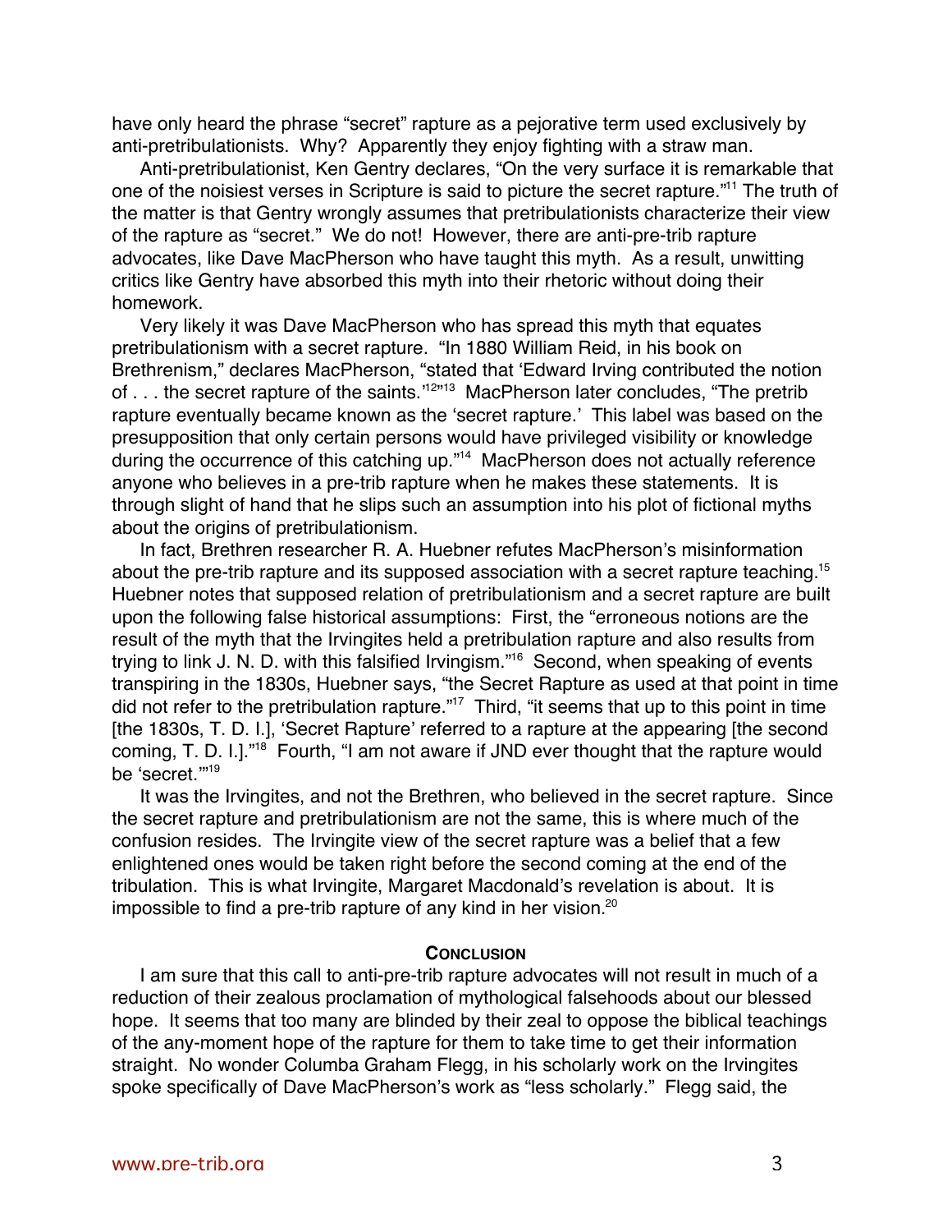have only heard the phrase "secret" rapture as a pejorative term used exclusively by anti-pretribulationists. Why? Apparently they enjoy fighting with a straw man.

Anti-pretribulationist, Ken Gentry declares, "On the very surface it is remarkable that one of the noisiest verses in Scripture is said to picture the secret rapture."[11] The truth of the matter is that Gentry wrongly assumes that pretribulationists characterize their view of the rapture as "secret." We do not! However, there are anti-pre-trib rapture advocates, like Dave MacPherson who have taught this myth. As a result, unwitting critics like Gentry have absorbed this myth into their rhetoric without doing their homework.

Very likely it was Dave MacPherson who has spread this myth that equates pretribulationism with a secret rapture. "In 1880 William Reid, in his book on Brethrenism," declares MacPherson, "stated that 'Edward Irving contributed the notion of . . . the secret rapture of the saints.'[12]"[13] MacPherson later concludes, "The pretrib rapture eventually became known as the 'secret rapture.' This label was based on the presupposition that only certain persons would have privileged visibility or knowledge during the occurrence of this catching up."[14] MacPherson does not actually reference anyone who believes in a pre-trib rapture when he makes these statements. It is through slight of hand that he slips such an assumption into his plot of fictional myths about the origins of pretribulationism.

In fact, Brethren researcher R. A. Huebner refutes MacPherson's misinformation about the pre-trib rapture and its supposed association with a secret rapture teaching.[15] Huebner notes that supposed relation of pretribulationism and a secret rapture are built upon the following false historical assumptions: First, the "erroneous notions are the result of the myth that the Irvingites held a pretribulation rapture and also results from trying to link J. N. D. with this falsified Irvingism."[16] Second, when speaking of events transpiring in the 1830s, Huebner says, "the Secret Rapture as used at that point in time did not refer to the pretribulation rapture."[17] Third, "it seems that up to this point in time [the 1830s, T. D. I.], 'Secret Rapture' referred to a rapture at the appearing [the second coming, T. D. I.]."[18] Fourth, "I am not aware if JND ever thought that the rapture would be 'secret.'"[19]

It was the Irvingites, and not the Brethren, who believed in the secret rapture. Since the secret rapture and pretribulationism are not the same, this is where much of the confusion resides. The Irvingite view of the secret rapture was a belief that a few enlightened ones would be taken right before the second coming at the end of the tribulation. This is what Irvingite, Margaret Macdonald's revelation is about. It is impossible to find a pre-trib rapture of any kind in her vision.[20]

## Conclusion

I am sure that this call to anti-pre-trib rapture advocates will not result in much of a reduction of their zealous proclamation of mythological falsehoods about our blessed hope. It seems that too many are blinded by their zeal to oppose the biblical teachings of the any-moment hope of the rapture for them to take time to get their information straight. No wonder Columba Graham Flegg, in his scholarly work on the Irvingites spoke specifically of Dave MacPherson's work as "less scholarly." Flegg said, the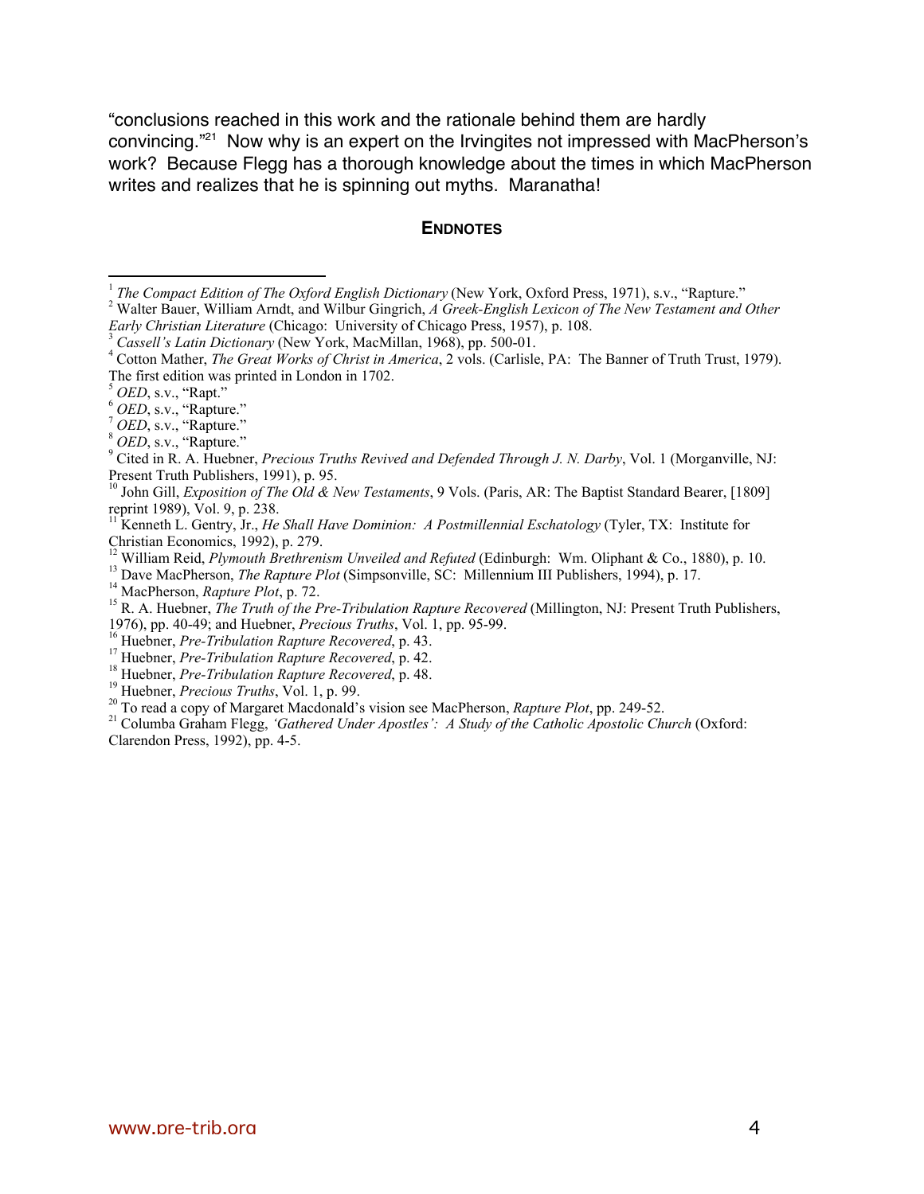"conclusions reached in this work and the rationale behind them are hardly convincing."[21] Now why is an expert on the Irvingites not impressed with MacPherson's work? Because Flegg has a thorough knowledge about the times in which MacPherson writes and realizes that he is spinning out myths. Maranatha!

## ENDNOTES

[1] *The Compact Edition of The Oxford English Dictionary* (New York, Oxford Press, 1971), s.v., "Rapture."

[2] Walter Bauer, William Arndt, and Wilbur Gingrich, *A Greek-English Lexicon of The New Testament and Other Early Christian Literature* (Chicago: University of Chicago Press, 1957), p. 108.

[3] *Cassell's Latin Dictionary* (New York, MacMillan, 1968), pp. 500-01.

[4] Cotton Mather, *The Great Works of Christ in America*, 2 vols. (Carlisle, PA: The Banner of Truth Trust, 1979). The first edition was printed in London in 1702.

[5] *OED*, s.v., "Rapt."

[6] *OED*, s.v., "Rapture."

[7] *OED*, s.v., "Rapture."

[8] *OED*, s.v., "Rapture."

[9] Cited in R. A. Huebner, *Precious Truths Revived and Defended Through J. N. Darby*, Vol. 1 (Morganville, NJ: Present Truth Publishers, 1991), p. 95.

[10] John Gill, *Exposition of The Old & New Testaments*, 9 Vols. (Paris, AR: The Baptist Standard Bearer, [1809] reprint 1989), Vol. 9, p. 238.

[11] Kenneth L. Gentry, Jr., *He Shall Have Dominion: A Postmillennial Eschatology* (Tyler, TX: Institute for Christian Economics, 1992), p. 279.

[12] William Reid, *Plymouth Brethrenism Unveiled and Refuted* (Edinburgh: Wm. Oliphant & Co., 1880), p. 10.

[13] Dave MacPherson, *The Rapture Plot* (Simpsonville, SC: Millennium III Publishers, 1994), p. 17.

[14] MacPherson, *Rapture Plot*, p. 72.

[15] R. A. Huebner, *The Truth of the Pre-Tribulation Rapture Recovered* (Millington, NJ: Present Truth Publishers, 1976), pp. 40-49; and Huebner, *Precious Truths*, Vol. 1, pp. 95-99.

[16] Huebner, *Pre-Tribulation Rapture Recovered*, p. 43.

[17] Huebner, *Pre-Tribulation Rapture Recovered*, p. 42.

[18] Huebner, *Pre-Tribulation Rapture Recovered*, p. 48.

[19] Huebner, *Precious Truths*, Vol. 1, p. 99.

[20] To read a copy of Margaret Macdonald's vision see MacPherson, *Rapture Plot*, pp. 249-52.

[21] Columba Graham Flegg, *'Gathered Under Apostles': A Study of the Catholic Apostolic Church* (Oxford: Clarendon Press, 1992), pp. 4-5.